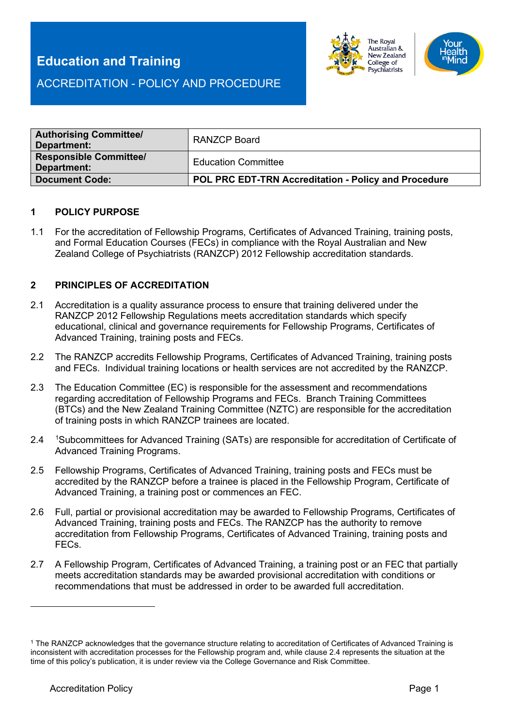# Education and Training

## ACCREDITATION - POLICY AND PROCEDURE

| **Authorising Committee/ Department:** | RANZCP Board |
|---|---|
| **Responsible Committee/ Department:** | Education Committee |
| **Document Code:** | **POL PRC EDT-TRN Accreditation - Policy and Procedure** |

### 1 POLICY PURPOSE

1.1 For the accreditation of Fellowship Programs, Certificates of Advanced Training, training posts, and Formal Education Courses (FECs) in compliance with the Royal Australian and New Zealand College of Psychiatrists (RANZCP) 2012 Fellowship accreditation standards.

### 2 PRINCIPLES OF ACCREDITATION

2.1 Accreditation is a quality assurance process to ensure that training delivered under the RANZCP 2012 Fellowship Regulations meets accreditation standards which specify educational, clinical and governance requirements for Fellowship Programs, Certificates of Advanced Training, training posts and FECs.

2.2 The RANZCP accredits Fellowship Programs, Certificates of Advanced Training, training posts and FECs. Individual training locations or health services are not accredited by the RANZCP.

2.3 The Education Committee (EC) is responsible for the assessment and recommendations regarding accreditation of Fellowship Programs and FECs. Branch Training Committees (BTCs) and the New Zealand Training Committee (NZTC) are responsible for the accreditation of training posts in which RANZCP trainees are located.

2.4 [1]Subcommittees for Advanced Training (SATs) are responsible for accreditation of Certificate of Advanced Training Programs.

2.5 Fellowship Programs, Certificates of Advanced Training, training posts and FECs must be accredited by the RANZCP before a trainee is placed in the Fellowship Program, Certificate of Advanced Training, a training post or commences an FEC.

2.6 Full, partial or provisional accreditation may be awarded to Fellowship Programs, Certificates of Advanced Training, training posts and FECs. The RANZCP has the authority to remove accreditation from Fellowship Programs, Certificates of Advanced Training, training posts and FECs.

2.7 A Fellowship Program, Certificates of Advanced Training, a training post or an FEC that partially meets accreditation standards may be awarded provisional accreditation with conditions or recommendations that must be addressed in order to be awarded full accreditation.

---

[1] The RANZCP acknowledges that the governance structure relating to accreditation of Certificates of Advanced Training is inconsistent with accreditation processes for the Fellowship program and, while clause 2.4 represents the situation at the time of this policy's publication, it is under review via the College Governance and Risk Committee.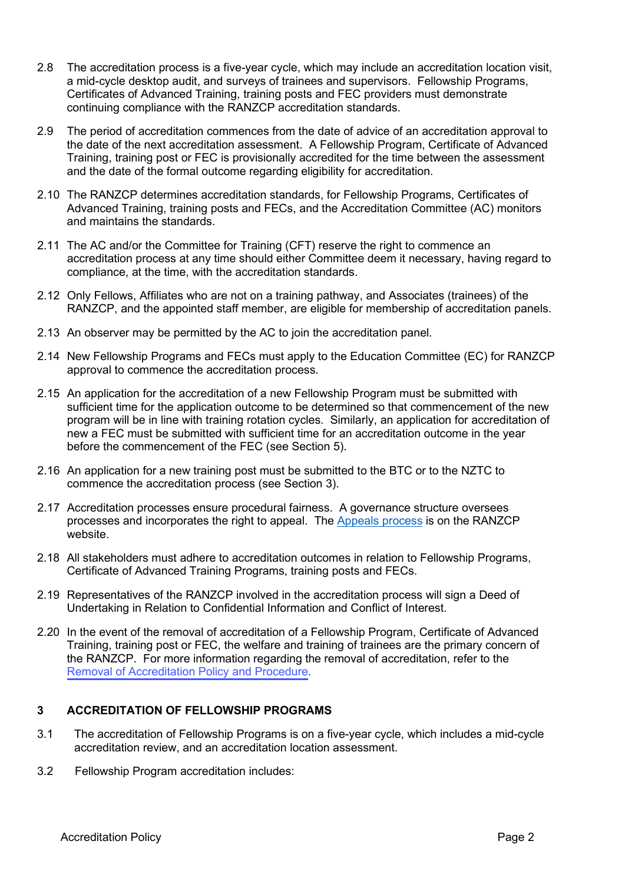2.8 The accreditation process is a five-year cycle, which may include an accreditation location visit, a mid-cycle desktop audit, and surveys of trainees and supervisors. Fellowship Programs, Certificates of Advanced Training, training posts and FEC providers must demonstrate continuing compliance with the RANZCP accreditation standards.

2.9 The period of accreditation commences from the date of advice of an accreditation approval to the date of the next accreditation assessment. A Fellowship Program, Certificate of Advanced Training, training post or FEC is provisionally accredited for the time between the assessment and the date of the formal outcome regarding eligibility for accreditation.

2.10 The RANZCP determines accreditation standards, for Fellowship Programs, Certificates of Advanced Training, training posts and FECs, and the Accreditation Committee (AC) monitors and maintains the standards.

2.11 The AC and/or the Committee for Training (CFT) reserve the right to commence an accreditation process at any time should either Committee deem it necessary, having regard to compliance, at the time, with the accreditation standards.

2.12 Only Fellows, Affiliates who are not on a training pathway, and Associates (trainees) of the RANZCP, and the appointed staff member, are eligible for membership of accreditation panels.

2.13 An observer may be permitted by the AC to join the accreditation panel.

2.14 New Fellowship Programs and FECs must apply to the Education Committee (EC) for RANZCP approval to commence the accreditation process.

2.15 An application for the accreditation of a new Fellowship Program must be submitted with sufficient time for the application outcome to be determined so that commencement of the new program will be in line with training rotation cycles. Similarly, an application for accreditation of new a FEC must be submitted with sufficient time for an accreditation outcome in the year before the commencement of the FEC (see Section 5).

2.16 An application for a new training post must be submitted to the BTC or to the NZTC to commence the accreditation process (see Section 3).

2.17 Accreditation processes ensure procedural fairness. A governance structure oversees processes and incorporates the right to appeal. The [Appeals process] is on the RANZCP website.

2.18 All stakeholders must adhere to accreditation outcomes in relation to Fellowship Programs, Certificate of Advanced Training Programs, training posts and FECs.

2.19 Representatives of the RANZCP involved in the accreditation process will sign a Deed of Undertaking in Relation to Confidential Information and Conflict of Interest.

2.20 In the event of the removal of accreditation of a Fellowship Program, Certificate of Advanced Training, training post or FEC, the welfare and training of trainees are the primary concern of the RANZCP. For more information regarding the removal of accreditation, refer to the [Removal of Accreditation Policy and Procedure].

## 3 ACCREDITATION OF FELLOWSHIP PROGRAMS

3.1 The accreditation of Fellowship Programs is on a five-year cycle, which includes a mid-cycle accreditation review, and an accreditation location assessment.

3.2 Fellowship Program accreditation includes: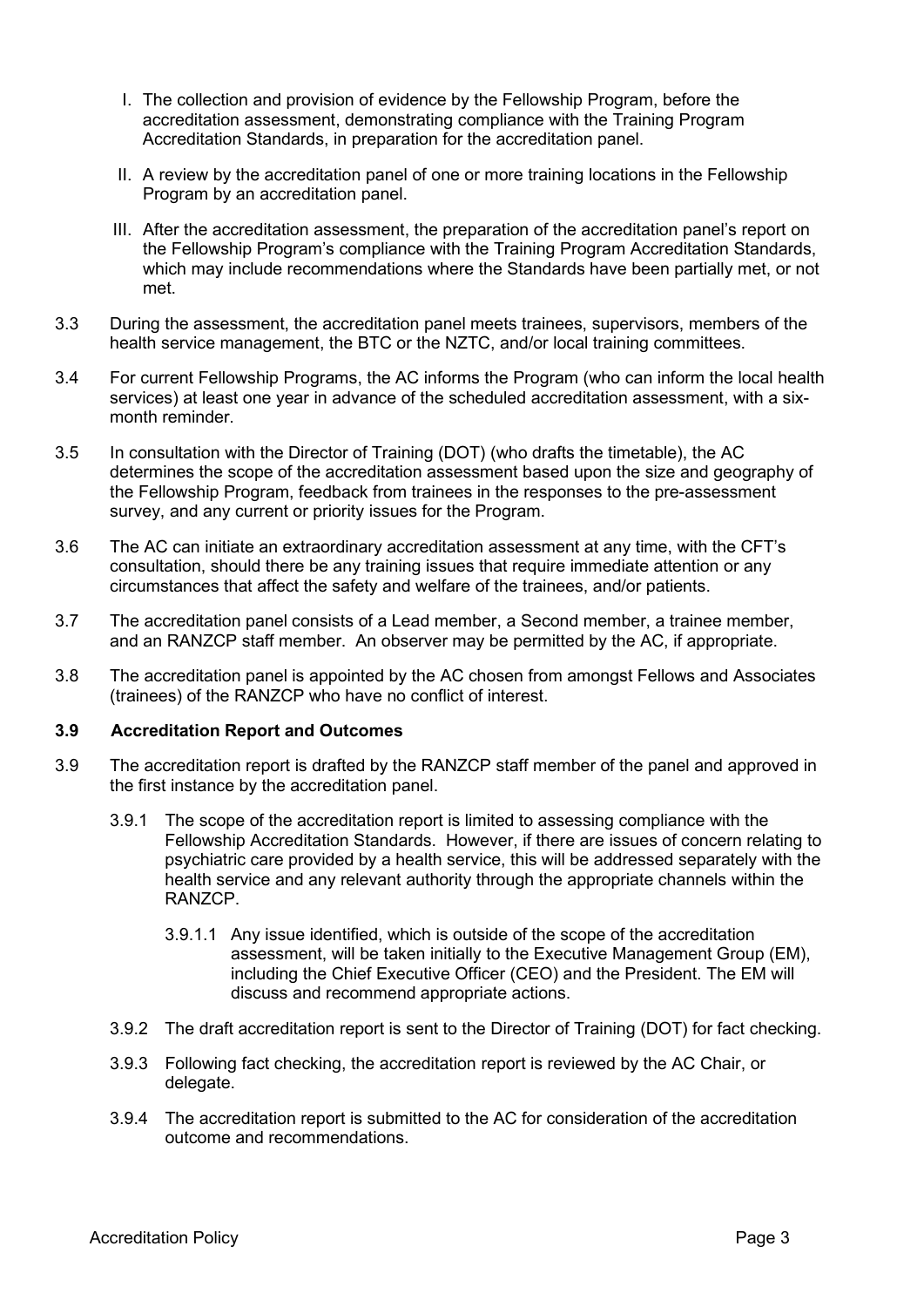I. The collection and provision of evidence by the Fellowship Program, before the accreditation assessment, demonstrating compliance with the Training Program Accreditation Standards, in preparation for the accreditation panel.

II. A review by the accreditation panel of one or more training locations in the Fellowship Program by an accreditation panel.

III. After the accreditation assessment, the preparation of the accreditation panel's report on the Fellowship Program's compliance with the Training Program Accreditation Standards, which may include recommendations where the Standards have been partially met, or not met.

3.3 During the assessment, the accreditation panel meets trainees, supervisors, members of the health service management, the BTC or the NZTC, and/or local training committees.

3.4 For current Fellowship Programs, the AC informs the Program (who can inform the local health services) at least one year in advance of the scheduled accreditation assessment, with a six-month reminder.

3.5 In consultation with the Director of Training (DOT) (who drafts the timetable), the AC determines the scope of the accreditation assessment based upon the size and geography of the Fellowship Program, feedback from trainees in the responses to the pre-assessment survey, and any current or priority issues for the Program.

3.6 The AC can initiate an extraordinary accreditation assessment at any time, with the CFT's consultation, should there be any training issues that require immediate attention or any circumstances that affect the safety and welfare of the trainees, and/or patients.

3.7 The accreditation panel consists of a Lead member, a Second member, a trainee member, and an RANZCP staff member. An observer may be permitted by the AC, if appropriate.

3.8 The accreditation panel is appointed by the AC chosen from amongst Fellows and Associates (trainees) of the RANZCP who have no conflict of interest.

**3.9 Accreditation Report and Outcomes**

3.9 The accreditation report is drafted by the RANZCP staff member of the panel and approved in the first instance by the accreditation panel.

3.9.1 The scope of the accreditation report is limited to assessing compliance with the Fellowship Accreditation Standards. However, if there are issues of concern relating to psychiatric care provided by a health service, this will be addressed separately with the health service and any relevant authority through the appropriate channels within the RANZCP.

3.9.1.1 Any issue identified, which is outside of the scope of the accreditation assessment, will be taken initially to the Executive Management Group (EM), including the Chief Executive Officer (CEO) and the President. The EM will discuss and recommend appropriate actions.

3.9.2 The draft accreditation report is sent to the Director of Training (DOT) for fact checking.

3.9.3 Following fact checking, the accreditation report is reviewed by the AC Chair, or delegate.

3.9.4 The accreditation report is submitted to the AC for consideration of the accreditation outcome and recommendations.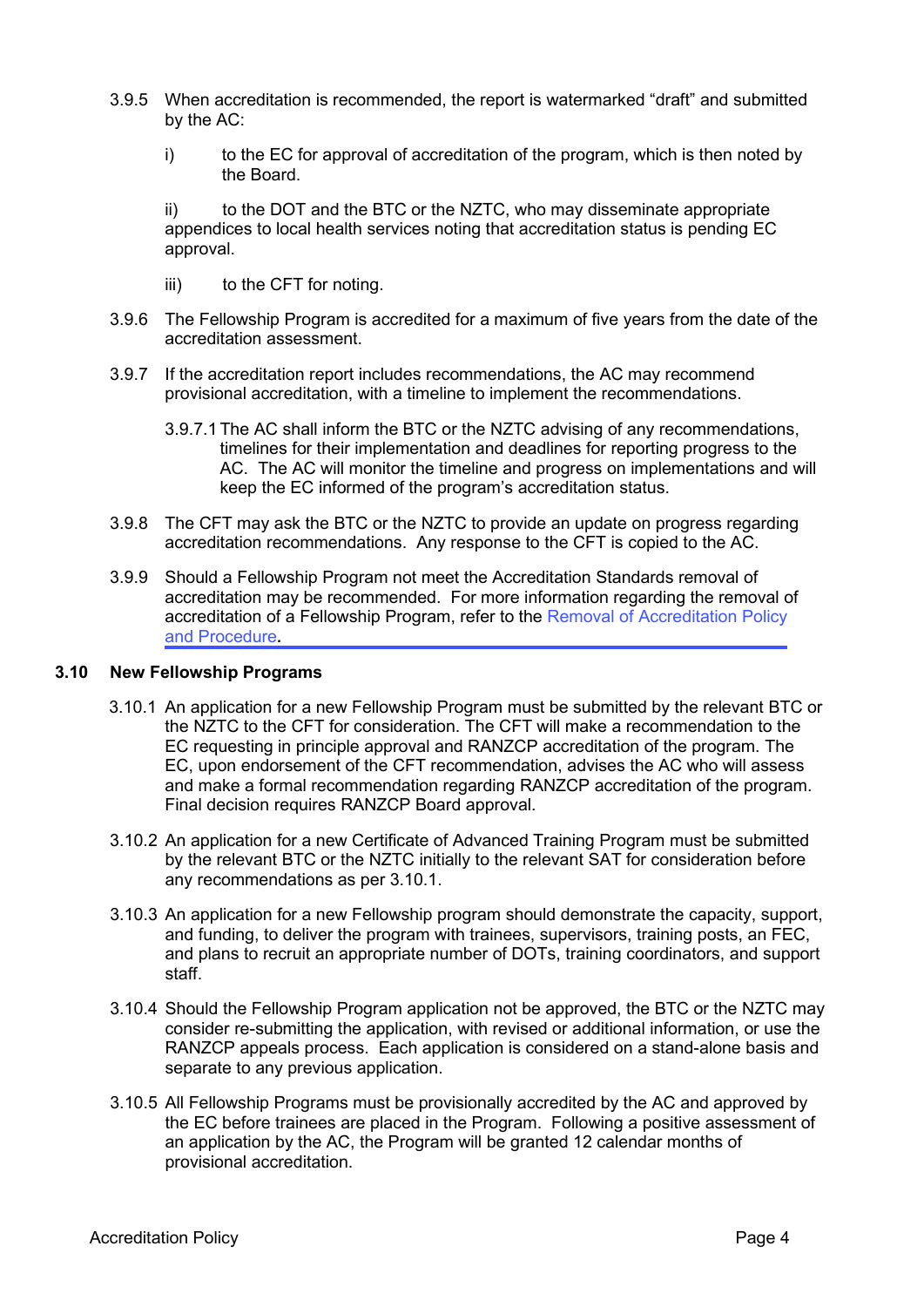3.9.5 When accreditation is recommended, the report is watermarked "draft" and submitted by the AC:

i) to the EC for approval of accreditation of the program, which is then noted by the Board.

ii) to the DOT and the BTC or the NZTC, who may disseminate appropriate appendices to local health services noting that accreditation status is pending EC approval.

iii) to the CFT for noting.

3.9.6 The Fellowship Program is accredited for a maximum of five years from the date of the accreditation assessment.

3.9.7 If the accreditation report includes recommendations, the AC may recommend provisional accreditation, with a timeline to implement the recommendations.

3.9.7.1 The AC shall inform the BTC or the NZTC advising of any recommendations, timelines for their implementation and deadlines for reporting progress to the AC. The AC will monitor the timeline and progress on implementations and will keep the EC informed of the program's accreditation status.

3.9.8 The CFT may ask the BTC or the NZTC to provide an update on progress regarding accreditation recommendations. Any response to the CFT is copied to the AC.

3.9.9 Should a Fellowship Program not meet the Accreditation Standards removal of accreditation may be recommended. For more information regarding the removal of accreditation of a Fellowship Program, refer to the Removal of Accreditation Policy and Procedure.

### 3.10 New Fellowship Programs

3.10.1 An application for a new Fellowship Program must be submitted by the relevant BTC or the NZTC to the CFT for consideration. The CFT will make a recommendation to the EC requesting in principle approval and RANZCP accreditation of the program. The EC, upon endorsement of the CFT recommendation, advises the AC who will assess and make a formal recommendation regarding RANZCP accreditation of the program. Final decision requires RANZCP Board approval.

3.10.2 An application for a new Certificate of Advanced Training Program must be submitted by the relevant BTC or the NZTC initially to the relevant SAT for consideration before any recommendations as per 3.10.1.

3.10.3 An application for a new Fellowship program should demonstrate the capacity, support, and funding, to deliver the program with trainees, supervisors, training posts, an FEC, and plans to recruit an appropriate number of DOTs, training coordinators, and support staff.

3.10.4 Should the Fellowship Program application not be approved, the BTC or the NZTC may consider re-submitting the application, with revised or additional information, or use the RANZCP appeals process. Each application is considered on a stand-alone basis and separate to any previous application.

3.10.5 All Fellowship Programs must be provisionally accredited by the AC and approved by the EC before trainees are placed in the Program. Following a positive assessment of an application by the AC, the Program will be granted 12 calendar months of provisional accreditation.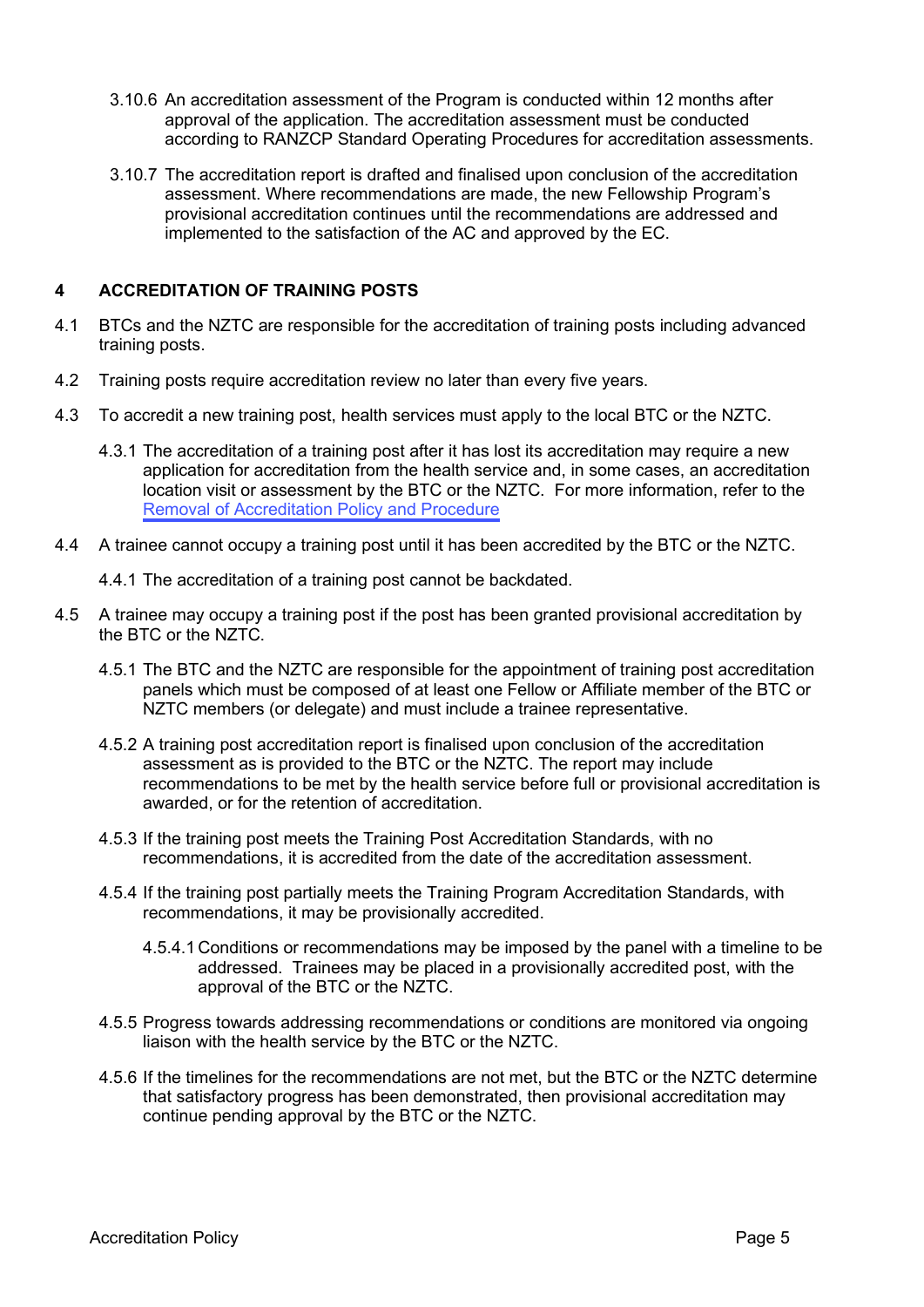3.10.6 An accreditation assessment of the Program is conducted within 12 months after approval of the application. The accreditation assessment must be conducted according to RANZCP Standard Operating Procedures for accreditation assessments.

3.10.7 The accreditation report is drafted and finalised upon conclusion of the accreditation assessment. Where recommendations are made, the new Fellowship Program's provisional accreditation continues until the recommendations are addressed and implemented to the satisfaction of the AC and approved by the EC.

## 4 ACCREDITATION OF TRAINING POSTS

4.1 BTCs and the NZTC are responsible for the accreditation of training posts including advanced training posts.

4.2 Training posts require accreditation review no later than every five years.

4.3 To accredit a new training post, health services must apply to the local BTC or the NZTC.

4.3.1 The accreditation of a training post after it has lost its accreditation may require a new application for accreditation from the health service and, in some cases, an accreditation location visit or assessment by the BTC or the NZTC. For more information, refer to the Removal of Accreditation Policy and Procedure

4.4 A trainee cannot occupy a training post until it has been accredited by the BTC or the NZTC.

4.4.1 The accreditation of a training post cannot be backdated.

4.5 A trainee may occupy a training post if the post has been granted provisional accreditation by the BTC or the NZTC.

4.5.1 The BTC and the NZTC are responsible for the appointment of training post accreditation panels which must be composed of at least one Fellow or Affiliate member of the BTC or NZTC members (or delegate) and must include a trainee representative.

4.5.2 A training post accreditation report is finalised upon conclusion of the accreditation assessment as is provided to the BTC or the NZTC. The report may include recommendations to be met by the health service before full or provisional accreditation is awarded, or for the retention of accreditation.

4.5.3 If the training post meets the Training Post Accreditation Standards, with no recommendations, it is accredited from the date of the accreditation assessment.

4.5.4 If the training post partially meets the Training Program Accreditation Standards, with recommendations, it may be provisionally accredited.

4.5.4.1 Conditions or recommendations may be imposed by the panel with a timeline to be addressed. Trainees may be placed in a provisionally accredited post, with the approval of the BTC or the NZTC.

4.5.5 Progress towards addressing recommendations or conditions are monitored via ongoing liaison with the health service by the BTC or the NZTC.

4.5.6 If the timelines for the recommendations are not met, but the BTC or the NZTC determine that satisfactory progress has been demonstrated, then provisional accreditation may continue pending approval by the BTC or the NZTC.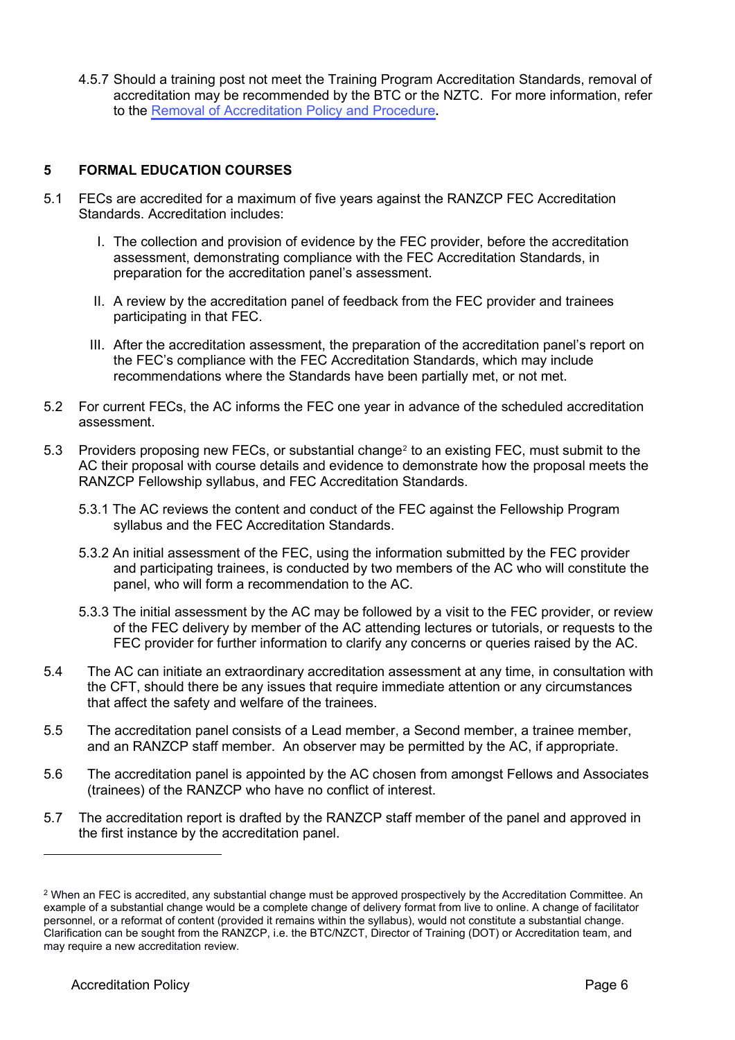4.5.7 Should a training post not meet the Training Program Accreditation Standards, removal of accreditation may be recommended by the BTC or the NZTC. For more information, refer to the Removal of Accreditation Policy and Procedure.

## 5 FORMAL EDUCATION COURSES

5.1 FECs are accredited for a maximum of five years against the RANZCP FEC Accreditation Standards. Accreditation includes:

I. The collection and provision of evidence by the FEC provider, before the accreditation assessment, demonstrating compliance with the FEC Accreditation Standards, in preparation for the accreditation panel's assessment.

II. A review by the accreditation panel of feedback from the FEC provider and trainees participating in that FEC.

III. After the accreditation assessment, the preparation of the accreditation panel's report on the FEC's compliance with the FEC Accreditation Standards, which may include recommendations where the Standards have been partially met, or not met.

5.2 For current FECs, the AC informs the FEC one year in advance of the scheduled accreditation assessment.

5.3 Providers proposing new FECs, or substantial change[2] to an existing FEC, must submit to the AC their proposal with course details and evidence to demonstrate how the proposal meets the RANZCP Fellowship syllabus, and FEC Accreditation Standards.

5.3.1 The AC reviews the content and conduct of the FEC against the Fellowship Program syllabus and the FEC Accreditation Standards.

5.3.2 An initial assessment of the FEC, using the information submitted by the FEC provider and participating trainees, is conducted by two members of the AC who will constitute the panel, who will form a recommendation to the AC.

5.3.3 The initial assessment by the AC may be followed by a visit to the FEC provider, or review of the FEC delivery by member of the AC attending lectures or tutorials, or requests to the FEC provider for further information to clarify any concerns or queries raised by the AC.

5.4 The AC can initiate an extraordinary accreditation assessment at any time, in consultation with the CFT, should there be any issues that require immediate attention or any circumstances that affect the safety and welfare of the trainees.

5.5 The accreditation panel consists of a Lead member, a Second member, a trainee member, and an RANZCP staff member. An observer may be permitted by the AC, if appropriate.

5.6 The accreditation panel is appointed by the AC chosen from amongst Fellows and Associates (trainees) of the RANZCP who have no conflict of interest.

5.7 The accreditation report is drafted by the RANZCP staff member of the panel and approved in the first instance by the accreditation panel.

---

[2] When an FEC is accredited, any substantial change must be approved prospectively by the Accreditation Committee. An example of a substantial change would be a complete change of delivery format from live to online. A change of facilitator personnel, or a reformat of content (provided it remains within the syllabus), would not constitute a substantial change. Clarification can be sought from the RANZCP, i.e. the BTC/NZCT, Director of Training (DOT) or Accreditation team, and may require a new accreditation review.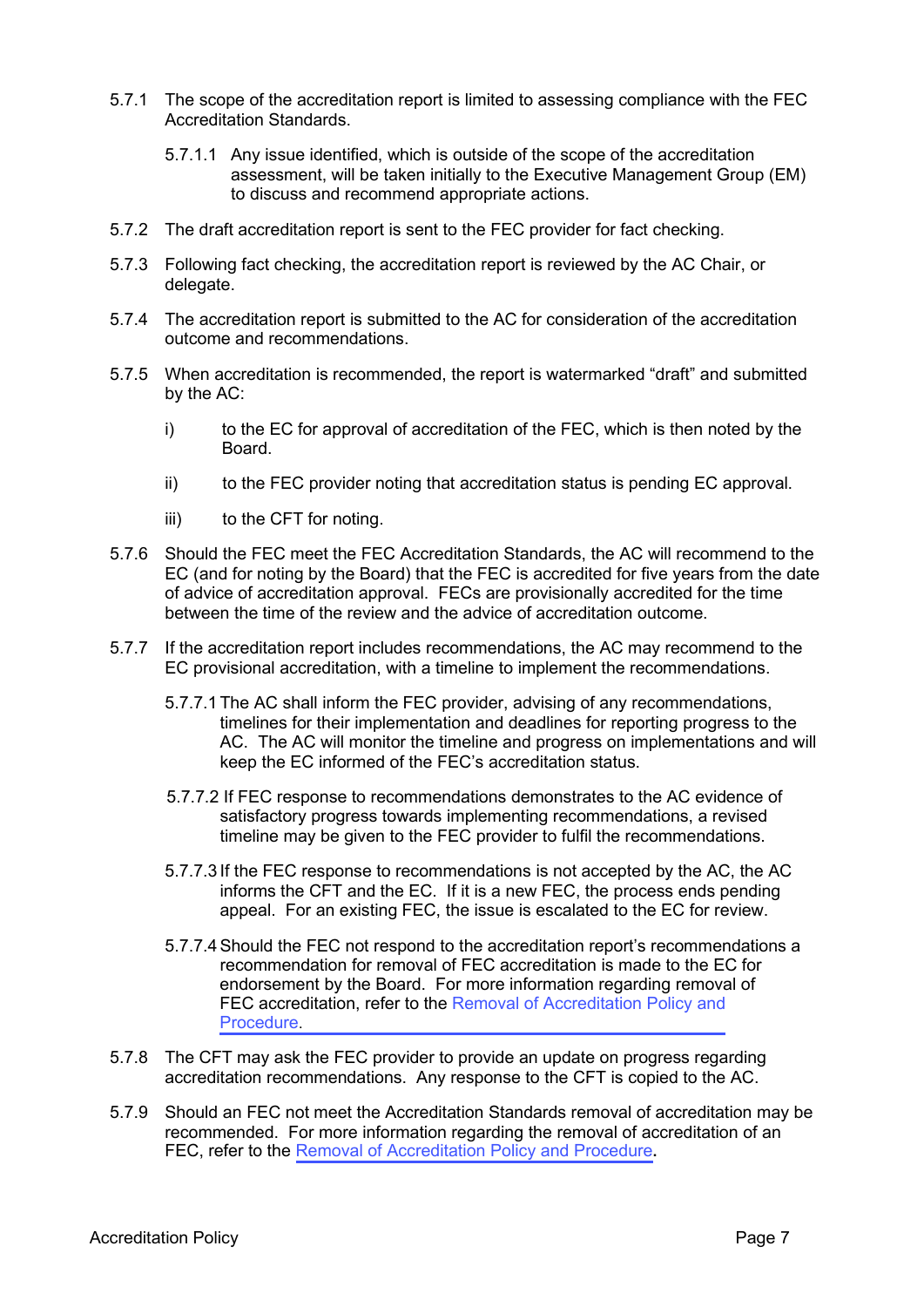5.7.1 The scope of the accreditation report is limited to assessing compliance with the FEC Accreditation Standards.

5.7.1.1 Any issue identified, which is outside of the scope of the accreditation assessment, will be taken initially to the Executive Management Group (EM) to discuss and recommend appropriate actions.

5.7.2 The draft accreditation report is sent to the FEC provider for fact checking.

5.7.3 Following fact checking, the accreditation report is reviewed by the AC Chair, or delegate.

5.7.4 The accreditation report is submitted to the AC for consideration of the accreditation outcome and recommendations.

5.7.5 When accreditation is recommended, the report is watermarked “draft” and submitted by the AC:

i) to the EC for approval of accreditation of the FEC, which is then noted by the Board.

ii) to the FEC provider noting that accreditation status is pending EC approval.

iii) to the CFT for noting.

5.7.6 Should the FEC meet the FEC Accreditation Standards, the AC will recommend to the EC (and for noting by the Board) that the FEC is accredited for five years from the date of advice of accreditation approval. FECs are provisionally accredited for the time between the time of the review and the advice of accreditation outcome.

5.7.7 If the accreditation report includes recommendations, the AC may recommend to the EC provisional accreditation, with a timeline to implement the recommendations.

5.7.7.1 The AC shall inform the FEC provider, advising of any recommendations, timelines for their implementation and deadlines for reporting progress to the AC. The AC will monitor the timeline and progress on implementations and will keep the EC informed of the FEC’s accreditation status.

5.7.7.2 If FEC response to recommendations demonstrates to the AC evidence of satisfactory progress towards implementing recommendations, a revised timeline may be given to the FEC provider to fulfil the recommendations.

5.7.7.3 If the FEC response to recommendations is not accepted by the AC, the AC informs the CFT and the EC. If it is a new FEC, the process ends pending appeal. For an existing FEC, the issue is escalated to the EC for review.

5.7.7.4 Should the FEC not respond to the accreditation report’s recommendations a recommendation for removal of FEC accreditation is made to the EC for endorsement by the Board. For more information regarding removal of FEC accreditation, refer to the Removal of Accreditation Policy and Procedure.

5.7.8 The CFT may ask the FEC provider to provide an update on progress regarding accreditation recommendations. Any response to the CFT is copied to the AC.

5.7.9 Should an FEC not meet the Accreditation Standards removal of accreditation may be recommended. For more information regarding the removal of accreditation of an FEC, refer to the Removal of Accreditation Policy and Procedure.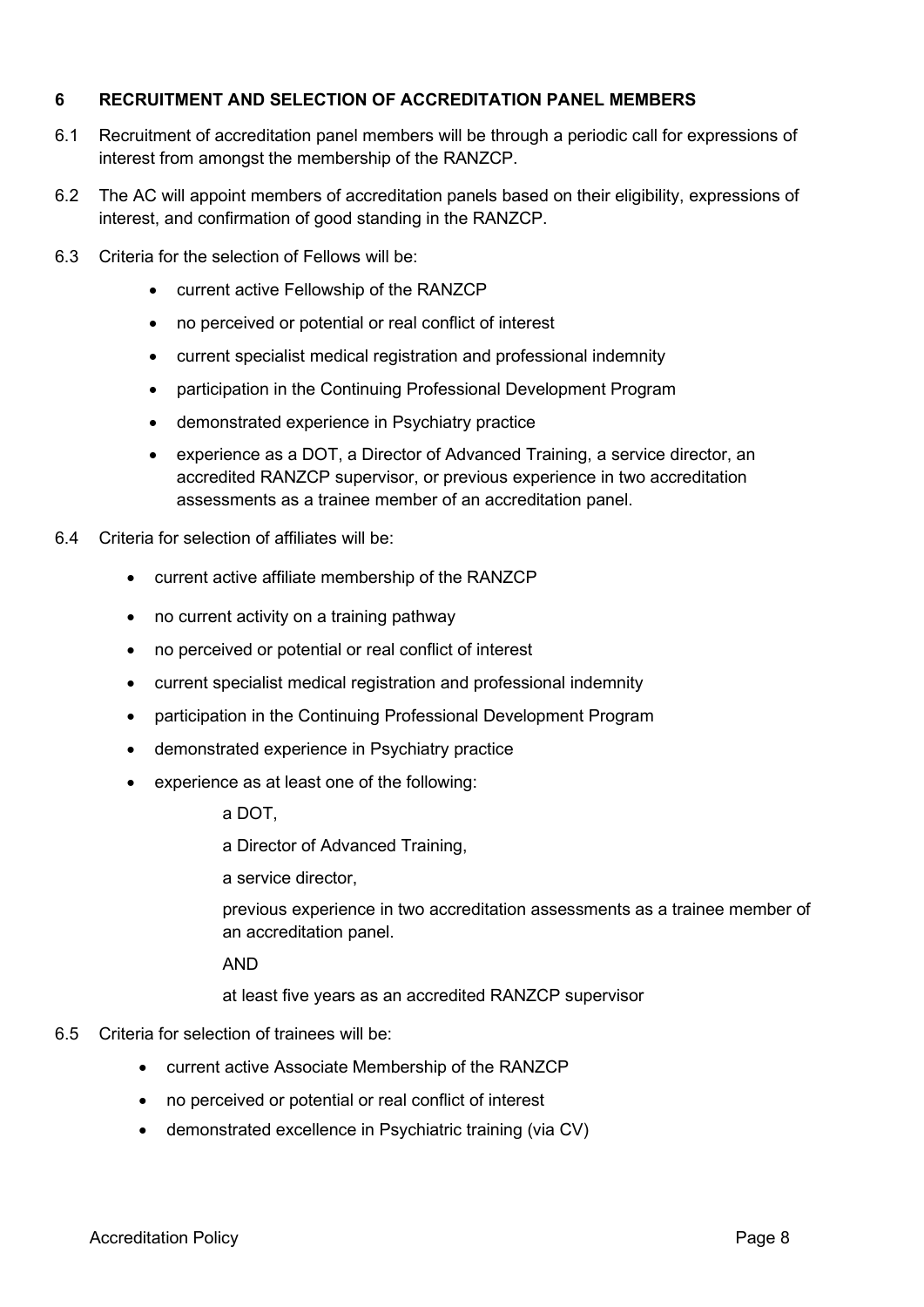## 6 RECRUITMENT AND SELECTION OF ACCREDITATION PANEL MEMBERS

6.1 Recruitment of accreditation panel members will be through a periodic call for expressions of interest from amongst the membership of the RANZCP.

6.2 The AC will appoint members of accreditation panels based on their eligibility, expressions of interest, and confirmation of good standing in the RANZCP.

6.3 Criteria for the selection of Fellows will be:

- current active Fellowship of the RANZCP
- no perceived or potential or real conflict of interest
- current specialist medical registration and professional indemnity
- participation in the Continuing Professional Development Program
- demonstrated experience in Psychiatry practice
- experience as a DOT, a Director of Advanced Training, a service director, an accredited RANZCP supervisor, or previous experience in two accreditation assessments as a trainee member of an accreditation panel.

6.4 Criteria for selection of affiliates will be:

- current active affiliate membership of the RANZCP
- no current activity on a training pathway
- no perceived or potential or real conflict of interest
- current specialist medical registration and professional indemnity
- participation in the Continuing Professional Development Program
- demonstrated experience in Psychiatry practice
- experience as at least one of the following:

  a DOT,

  a Director of Advanced Training,

  a service director,

  previous experience in two accreditation assessments as a trainee member of an accreditation panel.

  AND

  at least five years as an accredited RANZCP supervisor

6.5 Criteria for selection of trainees will be:

- current active Associate Membership of the RANZCP
- no perceived or potential or real conflict of interest
- demonstrated excellence in Psychiatric training (via CV)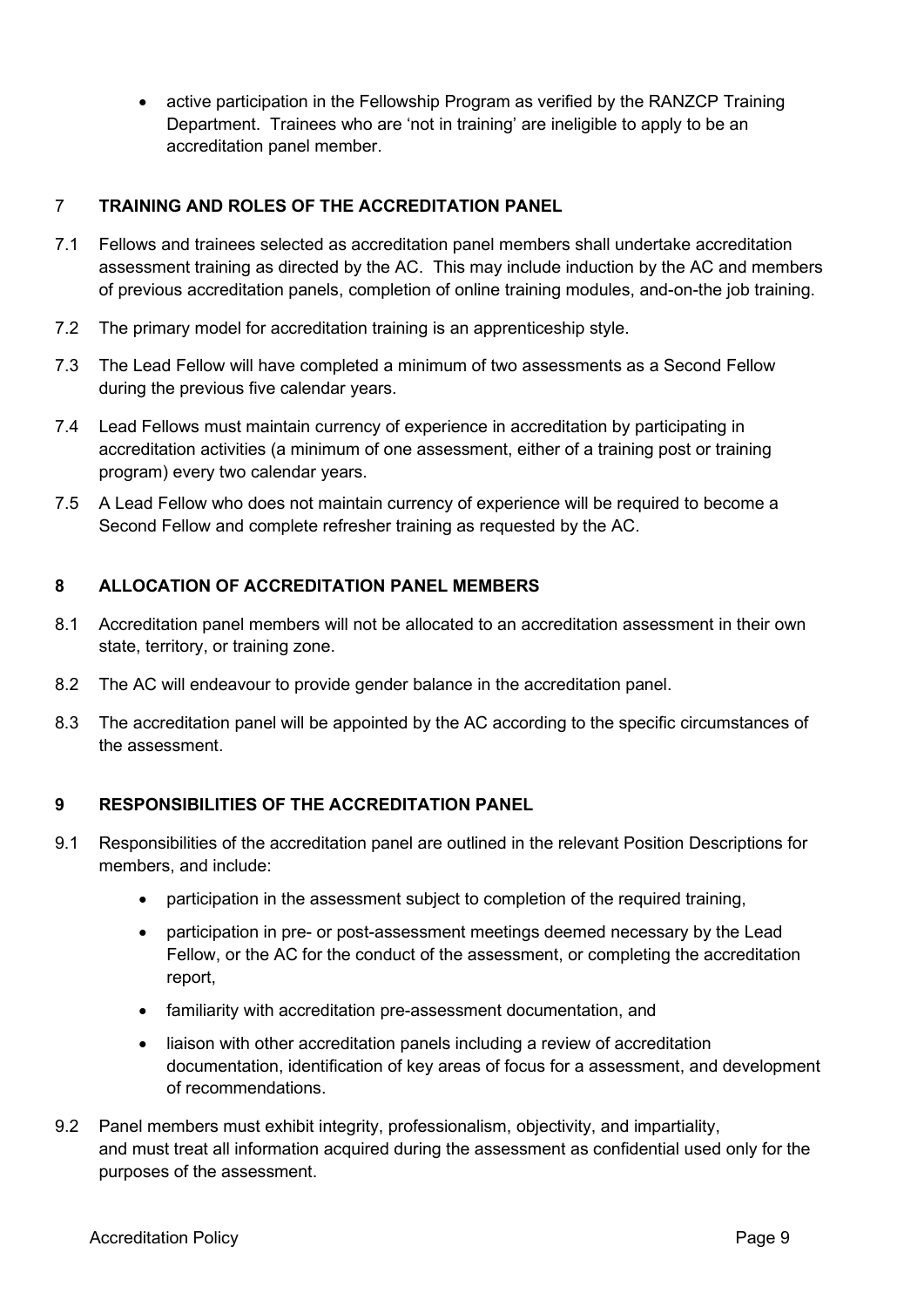- active participation in the Fellowship Program as verified by the RANZCP Training Department. Trainees who are 'not in training' are ineligible to apply to be an accreditation panel member.

## 7 TRAINING AND ROLES OF THE ACCREDITATION PANEL

7.1 Fellows and trainees selected as accreditation panel members shall undertake accreditation assessment training as directed by the AC. This may include induction by the AC and members of previous accreditation panels, completion of online training modules, and-on-the job training.

7.2 The primary model for accreditation training is an apprenticeship style.

7.3 The Lead Fellow will have completed a minimum of two assessments as a Second Fellow during the previous five calendar years.

7.4 Lead Fellows must maintain currency of experience in accreditation by participating in accreditation activities (a minimum of one assessment, either of a training post or training program) every two calendar years.

7.5 A Lead Fellow who does not maintain currency of experience will be required to become a Second Fellow and complete refresher training as requested by the AC.

## 8 ALLOCATION OF ACCREDITATION PANEL MEMBERS

8.1 Accreditation panel members will not be allocated to an accreditation assessment in their own state, territory, or training zone.

8.2 The AC will endeavour to provide gender balance in the accreditation panel.

8.3 The accreditation panel will be appointed by the AC according to the specific circumstances of the assessment.

## 9 RESPONSIBILITIES OF THE ACCREDITATION PANEL

9.1 Responsibilities of the accreditation panel are outlined in the relevant Position Descriptions for members, and include:

- participation in the assessment subject to completion of the required training,
- participation in pre- or post-assessment meetings deemed necessary by the Lead Fellow, or the AC for the conduct of the assessment, or completing the accreditation report,
- familiarity with accreditation pre-assessment documentation, and
- liaison with other accreditation panels including a review of accreditation documentation, identification of key areas of focus for a assessment, and development of recommendations.

9.2 Panel members must exhibit integrity, professionalism, objectivity, and impartiality, and must treat all information acquired during the assessment as confidential used only for the purposes of the assessment.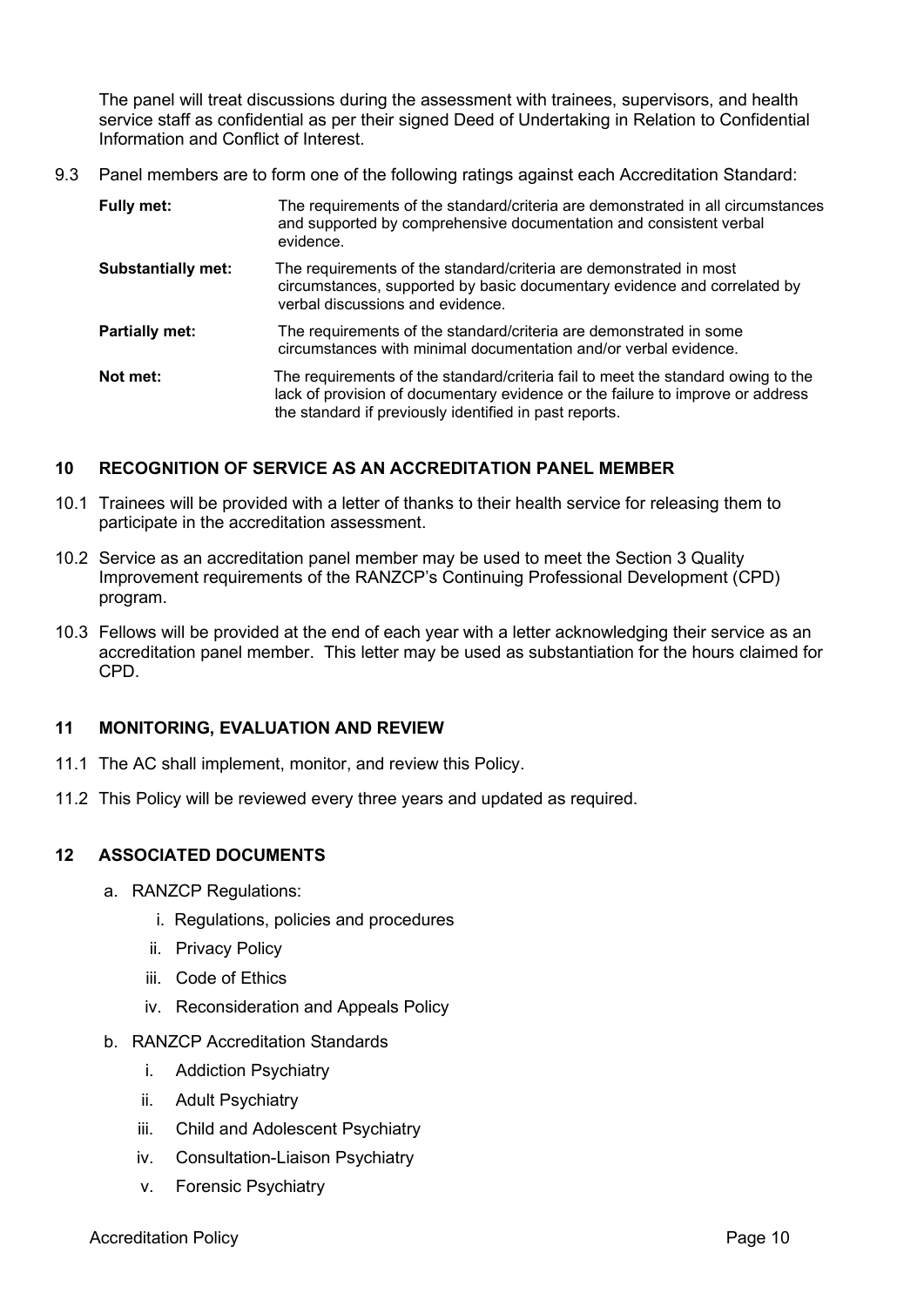The panel will treat discussions during the assessment with trainees, supervisors, and health service staff as confidential as per their signed Deed of Undertaking in Relation to Confidential Information and Conflict of Interest.

9.3 Panel members are to form one of the following ratings against each Accreditation Standard:

| | |
|---|---|
| **Fully met:** | The requirements of the standard/criteria are demonstrated in all circumstances and supported by comprehensive documentation and consistent verbal evidence. |
| **Substantially met:** | The requirements of the standard/criteria are demonstrated in most circumstances, supported by basic documentary evidence and correlated by verbal discussions and evidence. |
| **Partially met:** | The requirements of the standard/criteria are demonstrated in some circumstances with minimal documentation and/or verbal evidence. |
| **Not met:** | The requirements of the standard/criteria fail to meet the standard owing to the lack of provision of documentary evidence or the failure to improve or address the standard if previously identified in past reports. |

## 10 RECOGNITION OF SERVICE AS AN ACCREDITATION PANEL MEMBER

10.1 Trainees will be provided with a letter of thanks to their health service for releasing them to participate in the accreditation assessment.

10.2 Service as an accreditation panel member may be used to meet the Section 3 Quality Improvement requirements of the RANZCP's Continuing Professional Development (CPD) program.

10.3 Fellows will be provided at the end of each year with a letter acknowledging their service as an accreditation panel member. This letter may be used as substantiation for the hours claimed for CPD.

## 11 MONITORING, EVALUATION AND REVIEW

11.1 The AC shall implement, monitor, and review this Policy.

11.2 This Policy will be reviewed every three years and updated as required.

## 12 ASSOCIATED DOCUMENTS

a. RANZCP Regulations:
   i. Regulations, policies and procedures
   ii. Privacy Policy
   iii. Code of Ethics
   iv. Reconsideration and Appeals Policy

b. RANZCP Accreditation Standards
   i. Addiction Psychiatry
   ii. Adult Psychiatry
   iii. Child and Adolescent Psychiatry
   iv. Consultation-Liaison Psychiatry
   v. Forensic Psychiatry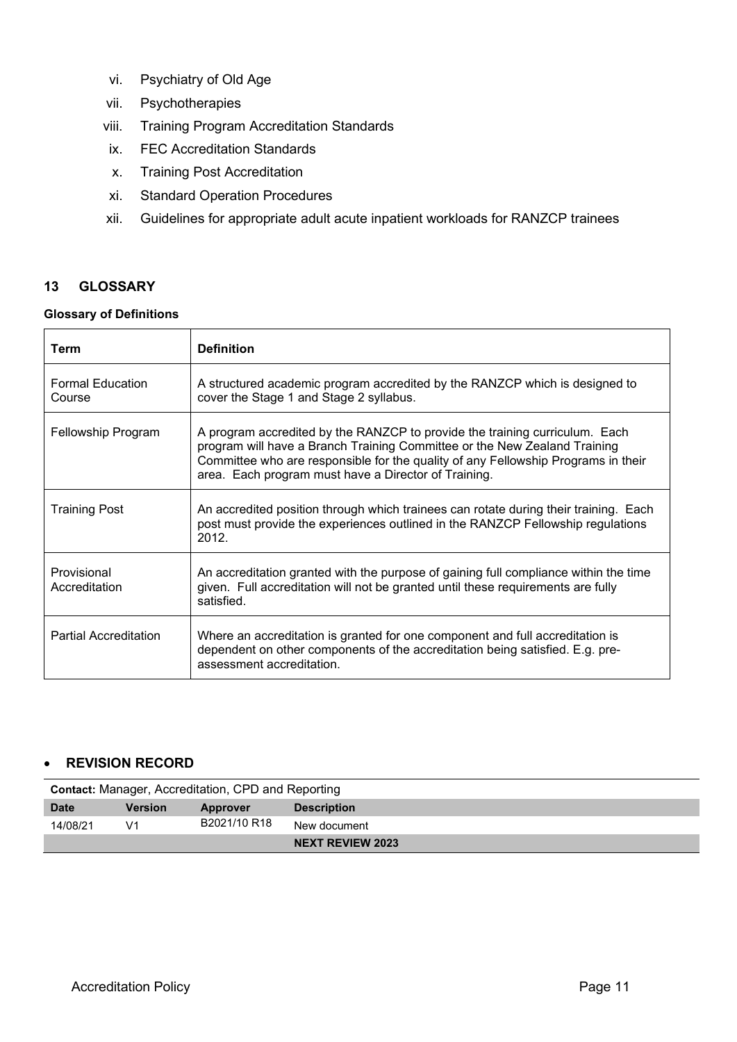vi. Psychiatry of Old Age
vii. Psychotherapies
viii. Training Program Accreditation Standards
ix. FEC Accreditation Standards
x. Training Post Accreditation
xi. Standard Operation Procedures
xii. Guidelines for appropriate adult acute inpatient workloads for RANZCP trainees

## 13 GLOSSARY

**Glossary of Definitions**

| Term | Definition |
|---|---|
| Formal Education Course | A structured academic program accredited by the RANZCP which is designed to cover the Stage 1 and Stage 2 syllabus. |
| Fellowship Program | A program accredited by the RANZCP to provide the training curriculum. Each program will have a Branch Training Committee or the New Zealand Training Committee who are responsible for the quality of any Fellowship Programs in their area. Each program must have a Director of Training. |
| Training Post | An accredited position through which trainees can rotate during their training. Each post must provide the experiences outlined in the RANZCP Fellowship regulations 2012. |
| Provisional Accreditation | An accreditation granted with the purpose of gaining full compliance within the time given. Full accreditation will not be granted until these requirements are fully satisfied. |
| Partial Accreditation | Where an accreditation is granted for one component and full accreditation is dependent on other components of the accreditation being satisfied. E.g. pre-assessment accreditation. |

- **REVISION RECORD**

**Contact:** Manager, Accreditation, CPD and Reporting

| Date | Version | Approver | Description |
|---|---|---|---|
| 14/08/21 | V1 | B2021/10 R18 | New document |
| | | | **NEXT REVIEW 2023** |